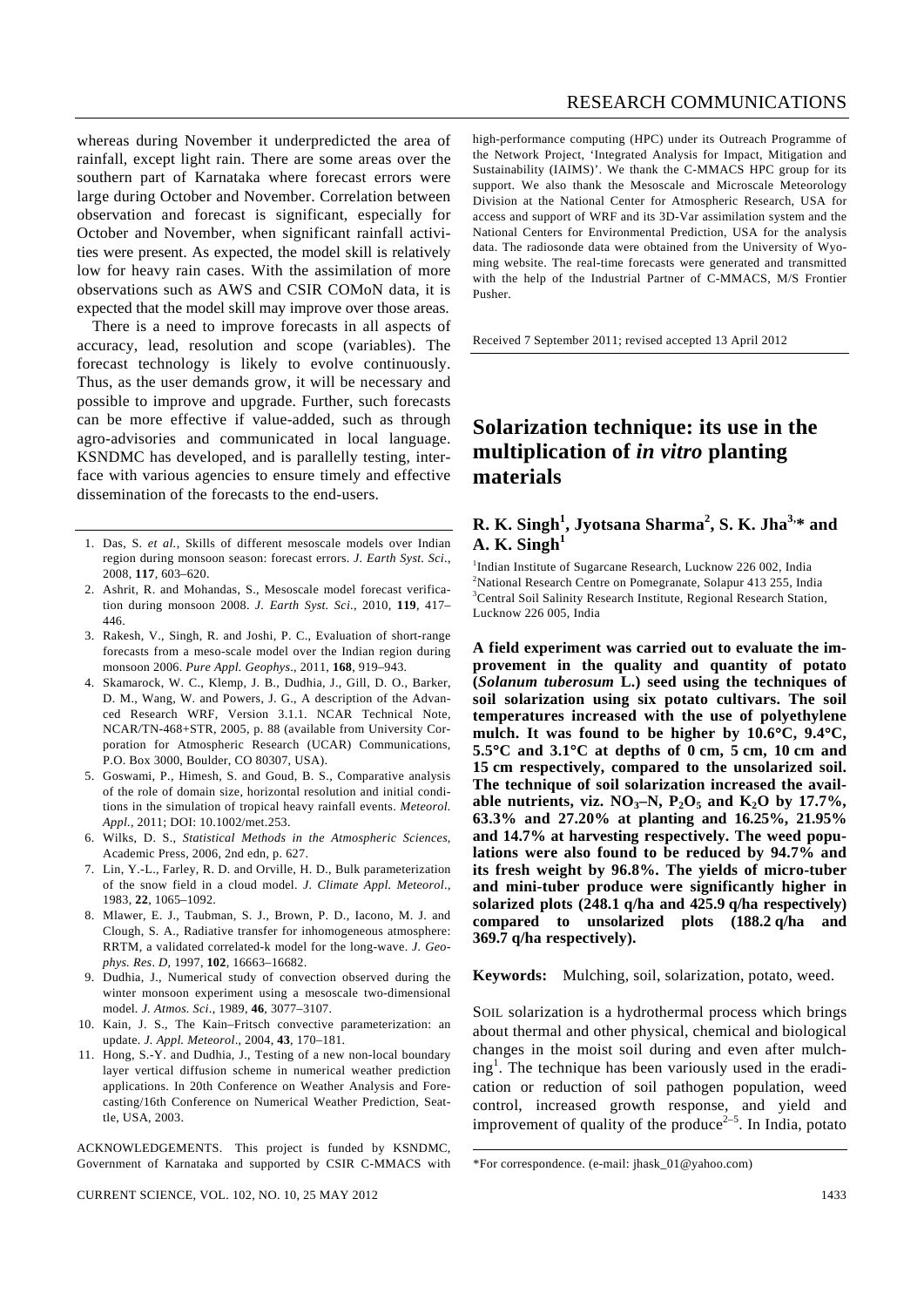whereas during November it underpredicted the area of rainfall, except light rain. There are some areas over the southern part of Karnataka where forecast errors were large during October and November. Correlation between observation and forecast is significant, especially for October and November, when significant rainfall activities were present. As expected, the model skill is relatively low for heavy rain cases. With the assimilation of more observations such as AWS and CSIR COMoN data, it is expected that the model skill may improve over those areas.

There is a need to improve forecasts in all aspects of accuracy, lead, resolution and scope (variables). The forecast technology is likely to evolve continuously. Thus, as the user demands grow, it will be necessary and possible to improve and upgrade. Further, such forecasts can be more effective if value-added, such as through agro-advisories and communicated in local language. KSNDMC has developed, and is parallelly testing, interface with various agencies to ensure timely and effective dissemination of the forecasts to the end-users.

1. Das, S. *et al.*, Skills of different mesoscale models over Indian region during monsoon season: forecast errors. *J. Earth Syst. Sci.*, 2008, **117**, 603–620.
2. Ashrit, R. and Mohandas, S., Mesoscale model forecast verification during monsoon 2008. *J. Earth Syst. Sci.*, 2010, **119**, 417–446.
3. Rakesh, V., Singh, R. and Joshi, P. C., Evaluation of short-range forecasts from a meso-scale model over the Indian region during monsoon 2006. *Pure Appl. Geophys.*, 2011, **168**, 919–943.
4. Skamarock, W. C., Klemp, J. B., Dudhia, J., Gill, D. O., Barker, D. M., Wang, W. and Powers, J. G., A description of the Advanced Research WRF, Version 3.1.1. NCAR Technical Note, NCAR/TN-468+STR, 2005, p. 88 (available from University Corporation for Atmospheric Research (UCAR) Communications, P.O. Box 3000, Boulder, CO 80307, USA).
5. Goswami, P., Himesh, S. and Goud, B. S., Comparative analysis of the role of domain size, horizontal resolution and initial conditions in the simulation of tropical heavy rainfall events. *Meteorol. Appl.*, 2011; DOI: 10.1002/met.253.
6. Wilks, D. S., *Statistical Methods in the Atmospheric Sciences*, Academic Press, 2006, 2nd edn, p. 627.
7. Lin, Y.-L., Farley, R. D. and Orville, H. D., Bulk parameterization of the snow field in a cloud model. *J. Climate Appl. Meteorol.*, 1983, **22**, 1065–1092.
8. Mlawer, E. J., Taubman, S. J., Brown, P. D., Iacono, M. J. and Clough, S. A., Radiative transfer for inhomogeneous atmosphere: RRTM, a validated correlated-k model for the long-wave. *J. Geophys. Res. D*, 1997, **102**, 16663–16682.
9. Dudhia, J., Numerical study of convection observed during the winter monsoon experiment using a mesoscale two-dimensional model. *J. Atmos. Sci.*, 1989, **46**, 3077–3107.
10. Kain, J. S., The Kain–Fritsch convective parameterization: an update. *J. Appl. Meteorol.*, 2004, **43**, 170–181.
11. Hong, S.-Y. and Dudhia, J., Testing of a new non-local boundary layer vertical diffusion scheme in numerical weather prediction applications. In 20th Conference on Weather Analysis and Forecasting/16th Conference on Numerical Weather Prediction, Seattle, USA, 2003.

ACKNOWLEDGEMENTS. This project is funded by KSNDMC, Government of Karnataka and supported by CSIR C-MMACS with high-performance computing (HPC) under its Outreach Programme of the Network Project, 'Integrated Analysis for Impact, Mitigation and Sustainability (IAIMS)'. We thank the C-MMACS HPC group for its support. We also thank the Mesoscale and Microscale Meteorology Division at the National Center for Atmospheric Research, USA for access and support of WRF and its 3D-Var assimilation system and the National Centers for Environmental Prediction, USA for the analysis data. The radiosonde data were obtained from the University of Wyoming website. The real-time forecasts were generated and transmitted with the help of the Industrial Partner of C-MMACS, M/S Frontier Pusher.

Received 7 September 2011; revised accepted 13 April 2012

# Solarization technique: its use in the multiplication of *in vitro* planting materials

**R. K. Singh[1], Jyotsana Sharma[2], S. K. Jha[3,*] and A. K. Singh[1]**

[1]Indian Institute of Sugarcane Research, Lucknow 226 002, India
[2]National Research Centre on Pomegranate, Solapur 413 255, India
[3]Central Soil Salinity Research Institute, Regional Research Station, Lucknow 226 005, India

**A field experiment was carried out to evaluate the improvement in the quality and quantity of potato (*Solanum tuberosum* L.) seed using the techniques of soil solarization using six potato cultivars. The soil temperatures increased with the use of polyethylene mulch. It was found to be higher by 10.6°C, 9.4°C, 5.5°C and 3.1°C at depths of 0 cm, 5 cm, 10 cm and 15 cm respectively, compared to the unsolarized soil. The technique of soil solarization increased the available nutrients, viz. $NO_3$–N, $P_2O_5$ and $K_2O$ by 17.7%, 63.3% and 27.20% at planting and 16.25%, 21.95% and 14.7% at harvesting respectively. The weed populations were also found to be reduced by 94.7% and its fresh weight by 96.8%. The yields of micro-tuber and mini-tuber produce were significantly higher in solarized plots (248.1 q/ha and 425.9 q/ha respectively) compared to unsolarized plots (188.2 q/ha and 369.7 q/ha respectively).**

**Keywords:** Mulching, soil, solarization, potato, weed.

SOIL solarization is a hydrothermal process which brings about thermal and other physical, chemical and biological changes in the moist soil during and even after mulching[1]. The technique has been variously used in the eradication or reduction of soil pathogen population, weed control, increased growth response, and yield and improvement of quality of the produce[2–5]. In India, potato

*For correspondence. (e-mail: jhask_01@yahoo.com)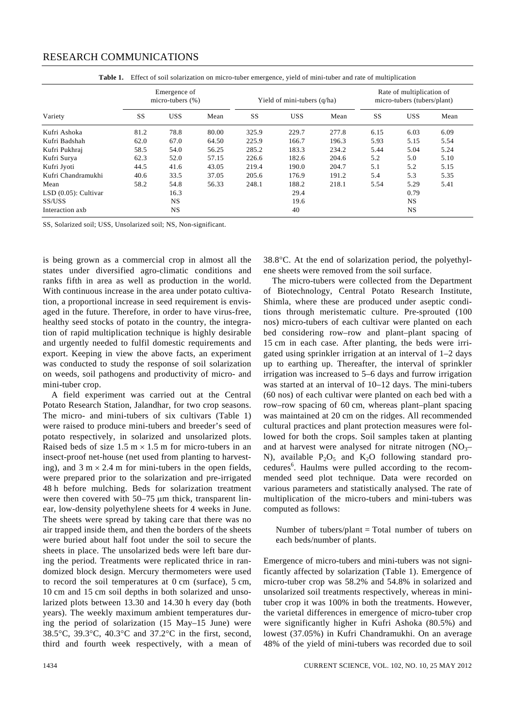**Table 1.** Effect of soil solarization on micro-tuber emergence, yield of mini-tuber and rate of multiplication

| Variety | Emergence of micro-tubers (%) | | | Yield of mini-tubers (q/ha) | | | Rate of multiplication of micro-tubers (tubers/plant) | | |
|---|---|---|---|---|---|---|---|---|---|
| | SS | USS | Mean | SS | USS | Mean | SS | USS | Mean |
| Kufri Ashoka | 81.2 | 78.8 | 80.00 | 325.9 | 229.7 | 277.8 | 6.15 | 6.03 | 6.09 |
| Kufri Badshah | 62.0 | 67.0 | 64.50 | 225.9 | 166.7 | 196.3 | 5.93 | 5.15 | 5.54 |
| Kufri Pukhraj | 58.5 | 54.0 | 56.25 | 285.2 | 183.3 | 234.2 | 5.44 | 5.04 | 5.24 |
| Kufri Surya | 62.3 | 52.0 | 57.15 | 226.6 | 182.6 | 204.6 | 5.2 | 5.0 | 5.10 |
| Kufri Jyoti | 44.5 | 41.6 | 43.05 | 219.4 | 190.0 | 204.7 | 5.1 | 5.2 | 5.15 |
| Kufri Chandramukhi | 40.6 | 33.5 | 37.05 | 205.6 | 176.9 | 191.2 | 5.4 | 5.3 | 5.35 |
| Mean | 58.2 | 54.8 | 56.33 | 248.1 | 188.2 | 218.1 | 5.54 | 5.29 | 5.41 |
| LSD (0.05): Cultivar | | 16.3 | | | 29.4 | | | 0.79 | |
| SS/USS | | NS | | | 19.6 | | | NS | |
| Interaction axb | | NS | | | 40 | | | NS | |

SS, Solarized soil; USS, Unsolarized soil; NS, Non-significant.

is being grown as a commercial crop in almost all the states under diversified agro-climatic conditions and ranks fifth in area as well as production in the world. With continuous increase in the area under potato cultivation, a proportional increase in seed requirement is envisaged in the future. Therefore, in order to have virus-free, healthy seed stocks of potato in the country, the integration of rapid multiplication technique is highly desirable and urgently needed to fulfil domestic requirements and export. Keeping in view the above facts, an experiment was conducted to study the response of soil solarization on weeds, soil pathogens and productivity of micro- and mini-tuber crop.

A field experiment was carried out at the Central Potato Research Station, Jalandhar, for two crop seasons. The micro- and mini-tubers of six cultivars (Table 1) were raised to produce mini-tubers and breeder's seed of potato respectively, in solarized and unsolarized plots. Raised beds of size 1.5 m × 1.5 m for micro-tubers in an insect-proof net-house (net used from planting to harvesting), and 3 m × 2.4 m for mini-tubers in the open fields, were prepared prior to the solarization and pre-irrigated 48 h before mulching. Beds for solarization treatment were then covered with 50–75 μm thick, transparent linear, low-density polyethylene sheets for 4 weeks in June. The sheets were spread by taking care that there was no air trapped inside them, and then the borders of the sheets were buried about half foot under the soil to secure the sheets in place. The unsolarized beds were left bare during the period. Treatments were replicated thrice in randomized block design. Mercury thermometers were used to record the soil temperatures at 0 cm (surface), 5 cm, 10 cm and 15 cm soil depths in both solarized and unsolarized plots between 13.30 and 14.30 h every day (both years). The weekly maximum ambient temperatures during the period of solarization (15 May–15 June) were 38.5°C, 39.3°C, 40.3°C and 37.2°C in the first, second, third and fourth week respectively, with a mean of 38.8°C. At the end of solarization period, the polyethylene sheets were removed from the soil surface.

The micro-tubers were collected from the Department of Biotechnology, Central Potato Research Institute, Shimla, where these are produced under aseptic conditions through meristematic culture. Pre-sprouted (100 nos) micro-tubers of each cultivar were planted on each bed considering row–row and plant–plant spacing of 15 cm in each case. After planting, the beds were irrigated using sprinkler irrigation at an interval of 1–2 days up to earthing up. Thereafter, the interval of sprinkler irrigation was increased to 5–6 days and furrow irrigation was started at an interval of 10–12 days. The mini-tubers (60 nos) of each cultivar were planted on each bed with a row–row spacing of 60 cm, whereas plant–plant spacing was maintained at 20 cm on the ridges. All recommended cultural practices and plant protection measures were followed for both the crops. Soil samples taken at planting and at harvest were analysed for nitrate nitrogen ($NO_3$–N), available $P_2O_5$ and $K_2O$ following standard procedures[6]. Haulms were pulled according to the recommended seed plot technique. Data were recorded on various parameters and statistically analysed. The rate of multiplication of the micro-tubers and mini-tubers was computed as follows:

Number of tubers/plant = Total number of tubers on each beds/number of plants.

Emergence of micro-tubers and mini-tubers was not significantly affected by solarization (Table 1). Emergence of micro-tuber crop was 58.2% and 54.8% in solarized and unsolarized soil treatments respectively, whereas in mini-tuber crop it was 100% in both the treatments. However, the varietal differences in emergence of micro-tuber crop were significantly higher in Kufri Ashoka (80.5%) and lowest (37.05%) in Kufri Chandramukhi. On an average 48% of the yield of mini-tubers was recorded due to soil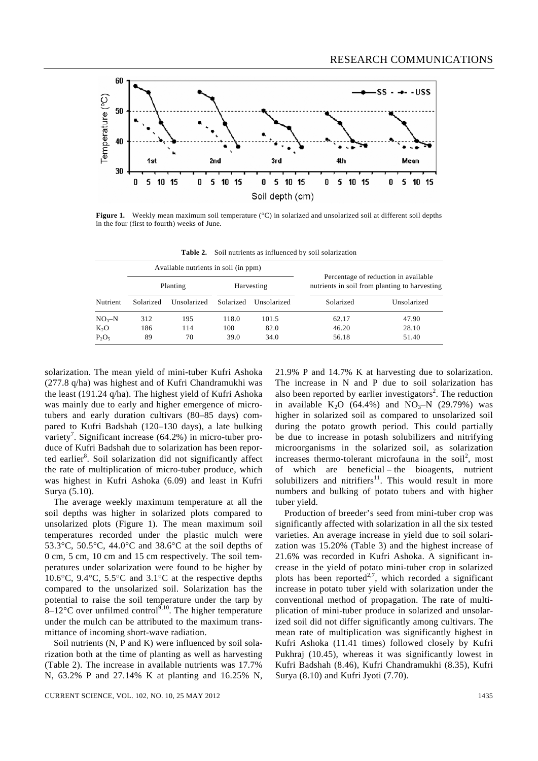**Figure 1.** Weekly mean maximum soil temperature (°C) in solarized and unsolarized soil at different soil depths in the four (first to fourth) weeks of June.

**Table 2.** Soil nutrients as influenced by soil solarization

| | Available nutrients in soil (in ppm) | | | | Percentage of reduction in available nutrients in soil from planting to harvesting | |
|---|---|---|---|---|---|---|
| | Planting | | Harvesting | | | |
| Nutrient | Solarized | Unsolarized | Solarized | Unsolarized | Solarized | Unsolarized |
| $NO_3$–N | 312 | 195 | 118.0 | 101.5 | 62.17 | 47.90 |
| $K_2O$ | 186 | 114 | 100 | 82.0 | 46.20 | 28.10 |
| $P_2O_5$ | 89 | 70 | 39.0 | 34.0 | 56.18 | 51.40 |

solarization. The mean yield of mini-tuber Kufri Ashoka (277.8 q/ha) was highest and of Kufri Chandramukhi was the least (191.24 q/ha). The highest yield of Kufri Ashoka was mainly due to early and higher emergence of micro-tubers and early duration cultivars (80–85 days) compared to Kufri Badshah (120–130 days), a late bulking variety[7]. Significant increase (64.2%) in micro-tuber produce of Kufri Badshah due to solarization has been reported earlier[8]. Soil solarization did not significantly affect the rate of multiplication of micro-tuber produce, which was highest in Kufri Ashoka (6.09) and least in Kufri Surya (5.10).

The average weekly maximum temperature at all the soil depths was higher in solarized plots compared to unsolarized plots (Figure 1). The mean maximum soil temperatures recorded under the plastic mulch were 53.3°C, 50.5°C, 44.0°C and 38.6°C at the soil depths of 0 cm, 5 cm, 10 cm and 15 cm respectively. The soil temperatures under solarization were found to be higher by 10.6°C, 9.4°C, 5.5°C and 3.1°C at the respective depths compared to the unsolarized soil. Solarization has the potential to raise the soil temperature under the tarp by 8–12°C over unfilmed control[9,10]. The higher temperature under the mulch can be attributed to the maximum transmittance of incoming short-wave radiation.

Soil nutrients (N, P and K) were influenced by soil solarization both at the time of planting as well as harvesting (Table 2). The increase in available nutrients was 17.7% N, 63.2% P and 27.14% K at planting and 16.25% N, 21.9% P and 14.7% K at harvesting due to solarization. The increase in N and P due to soil solarization has also been reported by earlier investigators[2]. The reduction in available $K_2O$ (64.4%) and $NO_3$–N (29.79%) was higher in solarized soil as compared to unsolarized soil during the potato growth period. This could partially be due to increase in potash solubilizers and nitrifying microorganisms in the solarized soil, as solarization increases thermo-tolerant microfauna in the soil[2], most of which are beneficial – the bioagents, nutrient solubilizers and nitrifiers[11]. This would result in more numbers and bulking of potato tubers and with higher tuber yield.

Production of breeder's seed from mini-tuber crop was significantly affected with solarization in all the six tested varieties. An average increase in yield due to soil solarization was 15.20% (Table 3) and the highest increase of 21.6% was recorded in Kufri Ashoka. A significant increase in the yield of potato mini-tuber crop in solarized plots has been reported[2,7], which recorded a significant increase in potato tuber yield with solarization under the conventional method of propagation. The rate of multiplication of mini-tuber produce in solarized and unsolarized soil did not differ significantly among cultivars. The mean rate of multiplication was significantly highest in Kufri Ashoka (11.41 times) followed closely by Kufri Pukhraj (10.45), whereas it was significantly lowest in Kufri Badshah (8.46), Kufri Chandramukhi (8.35), Kufri Surya (8.10) and Kufri Jyoti (7.70).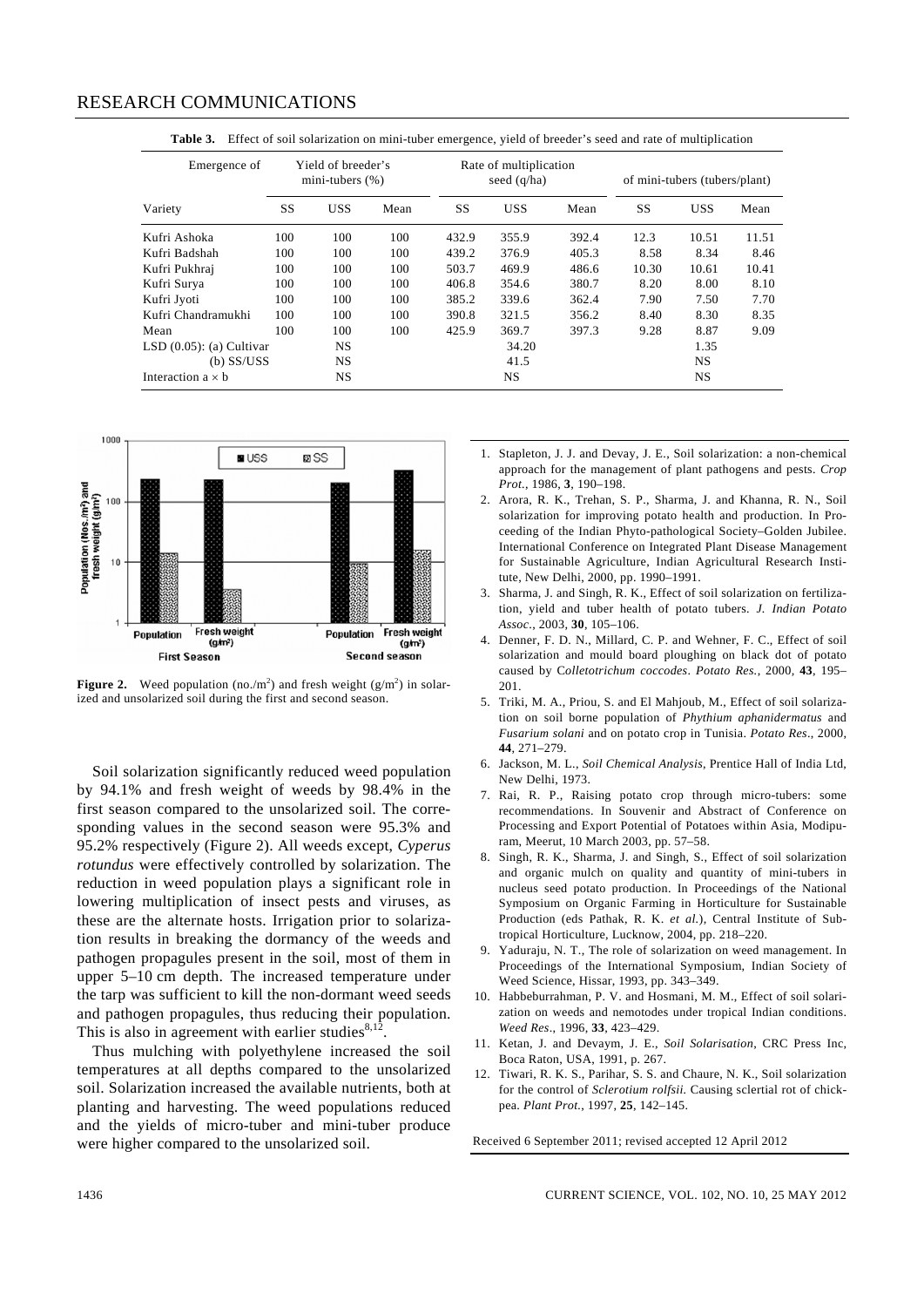**Table 3.** Effect of soil solarization on mini-tuber emergence, yield of breeder's seed and rate of multiplication

| Emergence of | Yield of breeder's mini-tubers (%) | | | Rate of multiplication seed (q/ha) | | | of mini-tubers (tubers/plant) | | |
|---|---|---|---|---|---|---|---|---|---|
| Variety | SS | USS | Mean | SS | USS | Mean | SS | USS | Mean |
| Kufri Ashoka | 100 | 100 | 100 | 432.9 | 355.9 | 392.4 | 12.3 | 10.51 | 11.51 |
| Kufri Badshah | 100 | 100 | 100 | 439.2 | 376.9 | 405.3 | 8.58 | 8.34 | 8.46 |
| Kufri Pukhraj | 100 | 100 | 100 | 503.7 | 469.9 | 486.6 | 10.30 | 10.61 | 10.41 |
| Kufri Surya | 100 | 100 | 100 | 406.8 | 354.6 | 380.7 | 8.20 | 8.00 | 8.10 |
| Kufri Jyoti | 100 | 100 | 100 | 385.2 | 339.6 | 362.4 | 7.90 | 7.50 | 7.70 |
| Kufri Chandramukhi | 100 | 100 | 100 | 390.8 | 321.5 | 356.2 | 8.40 | 8.30 | 8.35 |
| Mean | 100 | 100 | 100 | 425.9 | 369.7 | 397.3 | 9.28 | 8.87 | 9.09 |
| LSD (0.05): (a) Cultivar | | NS | | | 34.20 | | | 1.35 | |
| (b) SS/USS | | NS | | | 41.5 | | | NS | |
| Interaction a × b | | NS | | | NS | | | NS | |

1000
100
10
1
■ USS ▨ SS
Population (Nos./m²) and fresh weight (g/m²)
Population
Fresh weight (g/m²)
First Season
Population
Fresh weight (g/m²)
Second season

**Figure 2.** Weed population (no./m$^2$) and fresh weight (g/m$^2$) in solarized and unsolarized soil during the first and second season.

Soil solarization significantly reduced weed population by 94.1% and fresh weight of weeds by 98.4% in the first season compared to the unsolarized soil. The corresponding values in the second season were 95.3% and 95.2% respectively (Figure 2). All weeds except, *Cyperus rotundus* were effectively controlled by solarization. The reduction in weed population plays a significant role in lowering multiplication of insect pests and viruses, as these are the alternate hosts. Irrigation prior to solarization results in breaking the dormancy of the weeds and pathogen propagules present in the soil, most of them in upper 5–10 cm depth. The increased temperature under the tarp was sufficient to kill the non-dormant weed seeds and pathogen propagules, thus reducing their population. This is also in agreement with earlier studies[8,12].

Thus mulching with polyethylene increased the soil temperatures at all depths compared to the unsolarized soil. Solarization increased the available nutrients, both at planting and harvesting. The weed populations reduced and the yields of micro-tuber and mini-tuber produce were higher compared to the unsolarized soil.

1. Stapleton, J. J. and Devay, J. E., Soil solarization: a non-chemical approach for the management of plant pathogens and pests. *Crop Prot.*, 1986, **3**, 190–198.
2. Arora, R. K., Trehan, S. P., Sharma, J. and Khanna, R. N., Soil solarization for improving potato health and production. In Proceeding of the Indian Phyto-pathological Society–Golden Jubilee. International Conference on Integrated Plant Disease Management for Sustainable Agriculture, Indian Agricultural Research Institute, New Delhi, 2000, pp. 1990–1991.
3. Sharma, J. and Singh, R. K., Effect of soil solarization on fertilization, yield and tuber health of potato tubers. *J. Indian Potato Assoc.*, 2003, **30**, 105–106.
4. Denner, F. D. N., Millard, C. P. and Wehner, F. C., Effect of soil solarization and mould board ploughing on black dot of potato caused by C*olletotrichum coccodes*. *Potato Res.*, 2000, **43**, 195–201.
5. Triki, M. A., Priou, S. and El Mahjoub, M., Effect of soil solarization on soil borne population of *Phythium aphanidermatus* and *Fusarium solani* and on potato crop in Tunisia. *Potato Res*., 2000, **44**, 271–279.
6. Jackson, M. L., *Soil Chemical Analysis*, Prentice Hall of India Ltd, New Delhi, 1973.
7. Rai, R. P., Raising potato crop through micro-tubers: some recommendations. In Souvenir and Abstract of Conference on Processing and Export Potential of Potatoes within Asia, Modipuram, Meerut, 10 March 2003, pp. 57–58.
8. Singh, R. K., Sharma, J. and Singh, S., Effect of soil solarization and organic mulch on quality and quantity of mini-tubers in nucleus seed potato production. In Proceedings of the National Symposium on Organic Farming in Horticulture for Sustainable Production (eds Pathak, R. K. *et al.*), Central Institute of Subtropical Horticulture, Lucknow, 2004, pp. 218–220.
9. Yaduraju, N. T., The role of solarization on weed management. In Proceedings of the International Symposium, Indian Society of Weed Science, Hissar, 1993, pp. 343–349.
10. Habbeburrahman, P. V. and Hosmani, M. M., Effect of soil solarization on weeds and nemotodes under tropical Indian conditions. *Weed Res*., 1996, **33**, 423–429.
11. Ketan, J. and Devaym, J. E., *Soil Solarisation*, CRC Press Inc, Boca Raton, USA, 1991, p. 267.
12. Tiwari, R. K. S., Parihar, S. S. and Chaure, N. K., Soil solarization for the control of *Sclerotium rolfsii.* Causing sclertial rot of chickpea. *Plant Prot.*, 1997, **25**, 142–145.

Received 6 September 2011; revised accepted 12 April 2012